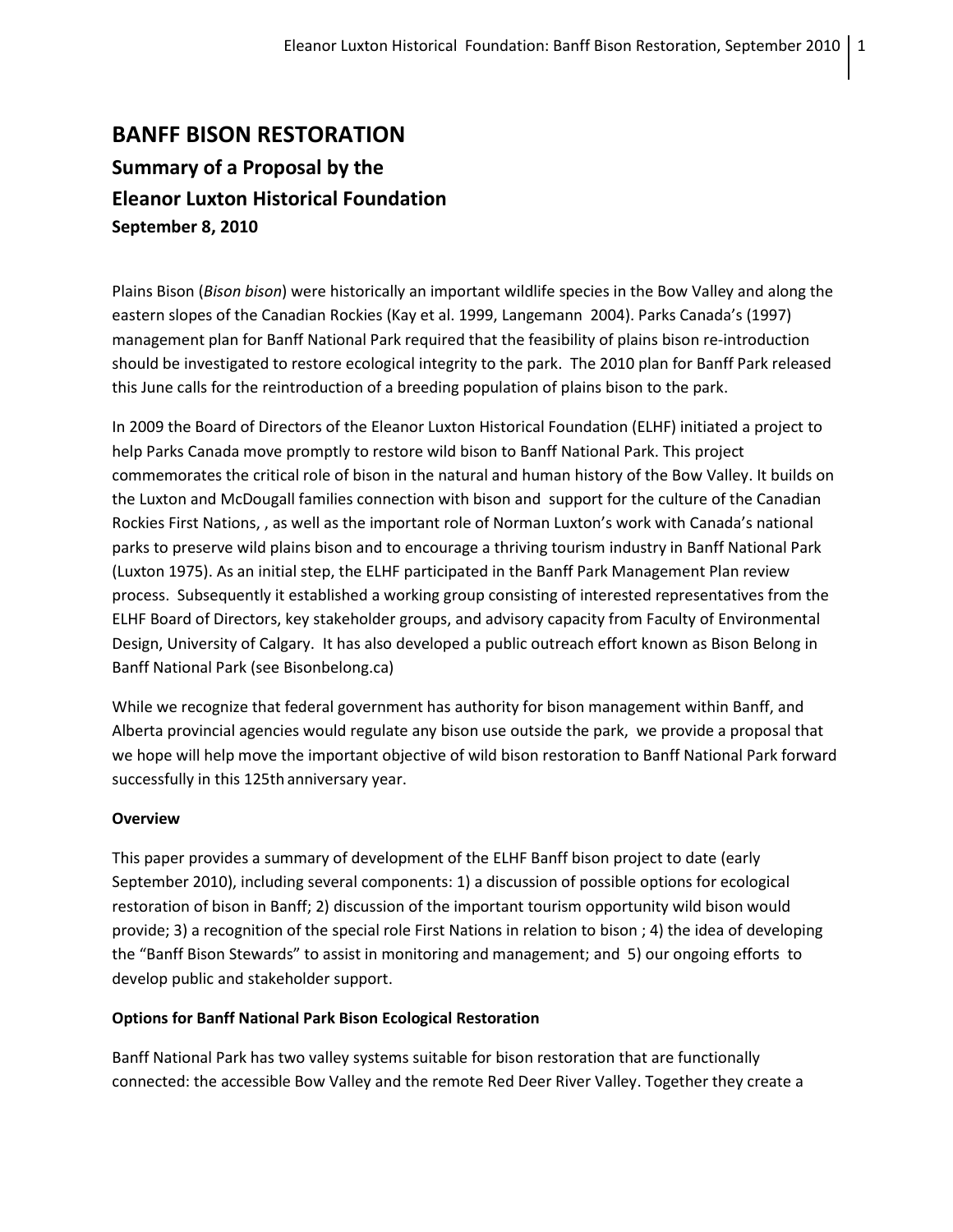# BANFF BISON RESTORATION

## Summary of a Proposal by the Eleanor Luxton Historical Foundation

**September 8, 2010**

Plains Bison (*Bison bison*) were historically an important wildlife species in the Bow Valley and along the eastern slopes of the Canadian Rockies (Kay et al. 1999, Langemann 2004). Parks Canada's (1997) management plan for Banff National Park required that the feasibility of plains bison re-introduction should be investigated to restore ecological integrity to the park. The 2010 plan for Banff Park released this June calls for the reintroduction of a breeding population of plains bison to the park.

In 2009 the Board of Directors of the Eleanor Luxton Historical Foundation (ELHF) initiated a project to help Parks Canada move promptly to restore wild bison to Banff National Park. This project commemorates the critical role of bison in the natural and human history of the Bow Valley. It builds on the Luxton and McDougall families connection with bison and support for the culture of the Canadian Rockies First Nations, , as well as the important role of Norman Luxton's work with Canada's national parks to preserve wild plains bison and to encourage a thriving tourism industry in Banff National Park (Luxton 1975). As an initial step, the ELHF participated in the Banff Park Management Plan review process. Subsequently it established a working group consisting of interested representatives from the ELHF Board of Directors, key stakeholder groups, and advisory capacity from Faculty of Environmental Design, University of Calgary. It has also developed a public outreach effort known as Bison Belong in Banff National Park (see Bisonbelong.ca)

While we recognize that federal government has authority for bison management within Banff, and Alberta provincial agencies would regulate any bison use outside the park, we provide a proposal that we hope will help move the important objective of wild bison restoration to Banff National Park forward successfully in this 125th anniversary year.

**Overview**

This paper provides a summary of development of the ELHF Banff bison project to date (early September 2010), including several components: 1) a discussion of possible options for ecological restoration of bison in Banff; 2) discussion of the important tourism opportunity wild bison would provide; 3) a recognition of the special role First Nations in relation to bison ; 4) the idea of developing the "Banff Bison Stewards" to assist in monitoring and management; and 5) our ongoing efforts to develop public and stakeholder support.

**Options for Banff National Park Bison Ecological Restoration**

Banff National Park has two valley systems suitable for bison restoration that are functionally connected: the accessible Bow Valley and the remote Red Deer River Valley. Together they create a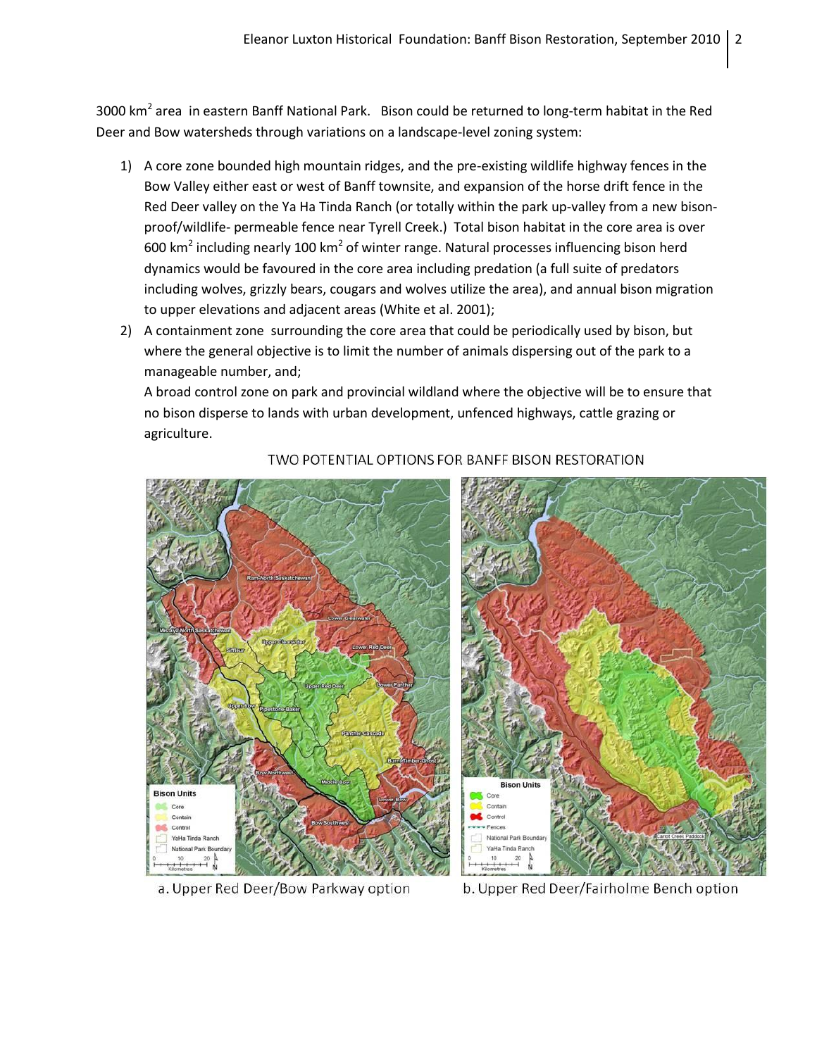3000 $km^2$ area in eastern Banff National Park. Bison could be returned to long-term habitat in the Red Deer and Bow watersheds through variations on a landscape-level zoning system:

1) A core zone bounded high mountain ridges, and the pre-existing wildlife highway fences in the Bow Valley either east or west of Banff townsite, and expansion of the horse drift fence in the Red Deer valley on the Ya Ha Tinda Ranch (or totally within the park up-valley from a new bison-proof/wildlife- permeable fence near Tyrell Creek.) Total bison habitat in the core area is over 600 $km^2$ including nearly 100 $km^2$ of winter range. Natural processes influencing bison herd dynamics would be favoured in the core area including predation (a full suite of predators including wolves, grizzly bears, cougars and wolves utilize the area), and annual bison migration to upper elevations and adjacent areas (White et al. 2001);
2) A containment zone surrounding the core area that could be periodically used by bison, but where the general objective is to limit the number of animals dispersing out of the park to a manageable number, and;

   A broad control zone on park and provincial wildland where the objective will be to ensure that no bison disperse to lands with urban development, unfenced highways, cattle grazing or agriculture.

TWO POTENTIAL OPTIONS FOR BANFF BISON RESTORATION

a. Upper Red Deer/Bow Parkway option

b. Upper Red Deer/Fairholme Bench option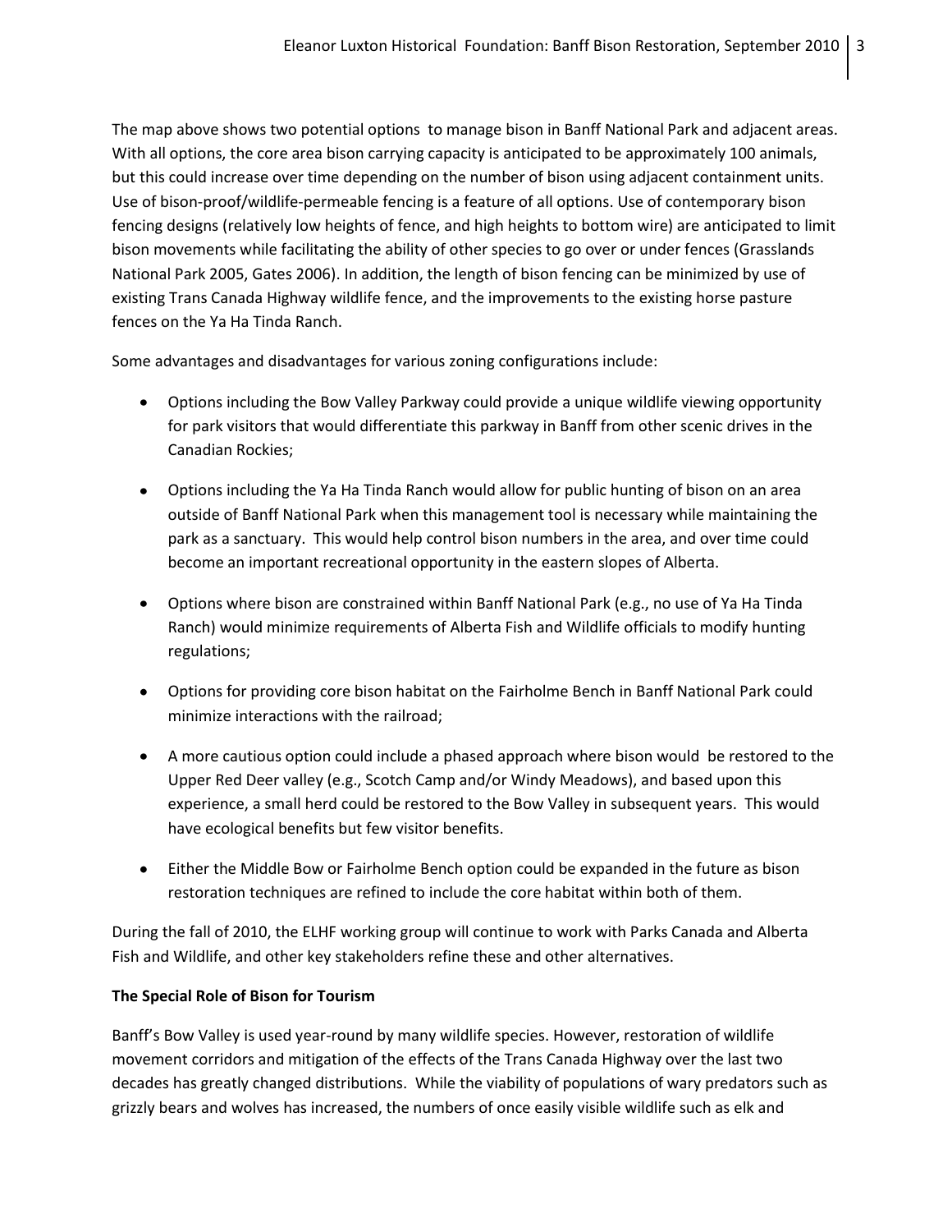The map above shows two potential options  to manage bison in Banff National Park and adjacent areas. With all options, the core area bison carrying capacity is anticipated to be approximately 100 animals, but this could increase over time depending on the number of bison using adjacent containment units. Use of bison-proof/wildlife-permeable fencing is a feature of all options. Use of contemporary bison fencing designs (relatively low heights of fence, and high heights to bottom wire) are anticipated to limit bison movements while facilitating the ability of other species to go over or under fences (Grasslands National Park 2005, Gates 2006). In addition, the length of bison fencing can be minimized by use of existing Trans Canada Highway wildlife fence, and the improvements to the existing horse pasture fences on the Ya Ha Tinda Ranch.

Some advantages and disadvantages for various zoning configurations include:

- Options including the Bow Valley Parkway could provide a unique wildlife viewing opportunity for park visitors that would differentiate this parkway in Banff from other scenic drives in the Canadian Rockies;
- Options including the Ya Ha Tinda Ranch would allow for public hunting of bison on an area outside of Banff National Park when this management tool is necessary while maintaining the park as a sanctuary.  This would help control bison numbers in the area, and over time could become an important recreational opportunity in the eastern slopes of Alberta.
- Options where bison are constrained within Banff National Park (e.g., no use of Ya Ha Tinda Ranch) would minimize requirements of Alberta Fish and Wildlife officials to modify hunting regulations;
- Options for providing core bison habitat on the Fairholme Bench in Banff National Park could minimize interactions with the railroad;
- A more cautious option could include a phased approach where bison would  be restored to the Upper Red Deer valley (e.g., Scotch Camp and/or Windy Meadows), and based upon this experience, a small herd could be restored to the Bow Valley in subsequent years.  This would have ecological benefits but few visitor benefits.
- Either the Middle Bow or Fairholme Bench option could be expanded in the future as bison restoration techniques are refined to include the core habitat within both of them.

During the fall of 2010, the ELHF working group will continue to work with Parks Canada and Alberta Fish and Wildlife, and other key stakeholders refine these and other alternatives.

**The Special Role of Bison for Tourism**

Banff's Bow Valley is used year-round by many wildlife species. However, restoration of wildlife movement corridors and mitigation of the effects of the Trans Canada Highway over the last two decades has greatly changed distributions.  While the viability of populations of wary predators such as grizzly bears and wolves has increased, the numbers of once easily visible wildlife such as elk and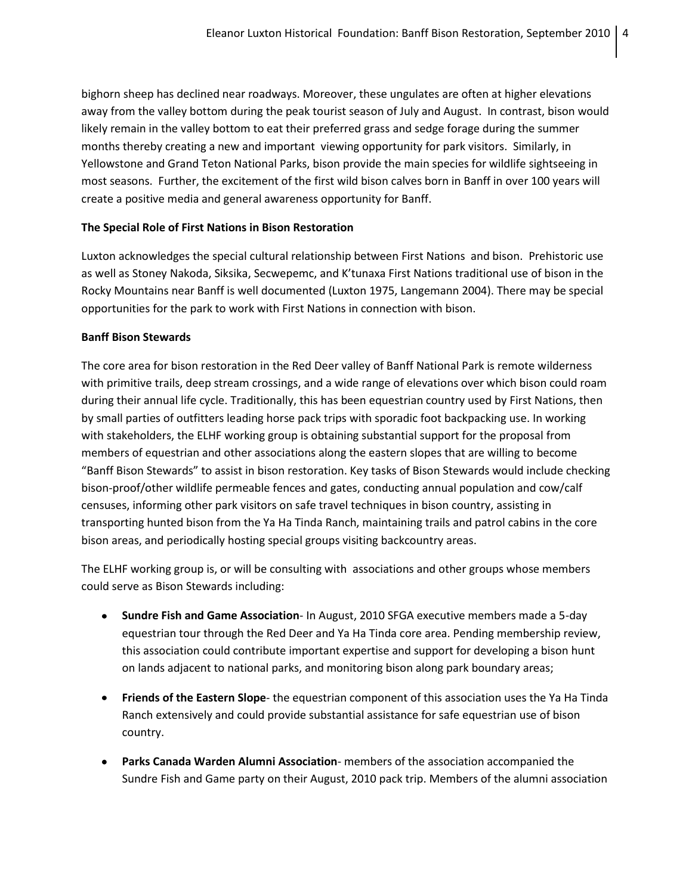bighorn sheep has declined near roadways. Moreover, these ungulates are often at higher elevations away from the valley bottom during the peak tourist season of July and August. In contrast, bison would likely remain in the valley bottom to eat their preferred grass and sedge forage during the summer months thereby creating a new and important viewing opportunity for park visitors. Similarly, in Yellowstone and Grand Teton National Parks, bison provide the main species for wildlife sightseeing in most seasons. Further, the excitement of the first wild bison calves born in Banff in over 100 years will create a positive media and general awareness opportunity for Banff.

**The Special Role of First Nations in Bison Restoration**

Luxton acknowledges the special cultural relationship between First Nations and bison. Prehistoric use as well as Stoney Nakoda, Siksika, Secwepemc, and K'tunaxa First Nations traditional use of bison in the Rocky Mountains near Banff is well documented (Luxton 1975, Langemann 2004). There may be special opportunities for the park to work with First Nations in connection with bison.

**Banff Bison Stewards**

The core area for bison restoration in the Red Deer valley of Banff National Park is remote wilderness with primitive trails, deep stream crossings, and a wide range of elevations over which bison could roam during their annual life cycle. Traditionally, this has been equestrian country used by First Nations, then by small parties of outfitters leading horse pack trips with sporadic foot backpacking use. In working with stakeholders, the ELHF working group is obtaining substantial support for the proposal from members of equestrian and other associations along the eastern slopes that are willing to become "Banff Bison Stewards" to assist in bison restoration. Key tasks of Bison Stewards would include checking bison-proof/other wildlife permeable fences and gates, conducting annual population and cow/calf censuses, informing other park visitors on safe travel techniques in bison country, assisting in transporting hunted bison from the Ya Ha Tinda Ranch, maintaining trails and patrol cabins in the core bison areas, and periodically hosting special groups visiting backcountry areas.

The ELHF working group is, or will be consulting with associations and other groups whose members could serve as Bison Stewards including:

- **Sundre Fish and Game Association**- In August, 2010 SFGA executive members made a 5-day equestrian tour through the Red Deer and Ya Ha Tinda core area. Pending membership review, this association could contribute important expertise and support for developing a bison hunt on lands adjacent to national parks, and monitoring bison along park boundary areas;
- **Friends of the Eastern Slope**- the equestrian component of this association uses the Ya Ha Tinda Ranch extensively and could provide substantial assistance for safe equestrian use of bison country.
- **Parks Canada Warden Alumni Association**- members of the association accompanied the Sundre Fish and Game party on their August, 2010 pack trip. Members of the alumni association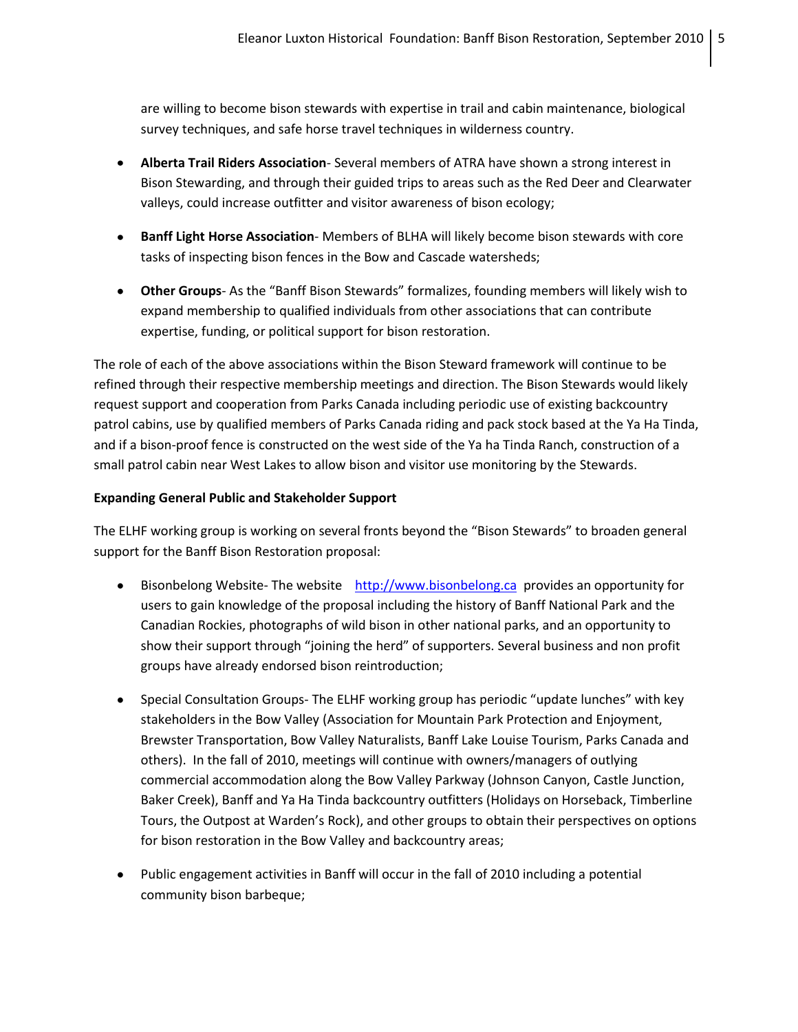are willing to become bison stewards with expertise in trail and cabin maintenance, biological survey techniques, and safe horse travel techniques in wilderness country.

- **Alberta Trail Riders Association**- Several members of ATRA have shown a strong interest in Bison Stewarding, and through their guided trips to areas such as the Red Deer and Clearwater valleys, could increase outfitter and visitor awareness of bison ecology;
- **Banff Light Horse Association**- Members of BLHA will likely become bison stewards with core tasks of inspecting bison fences in the Bow and Cascade watersheds;
- **Other Groups**- As the "Banff Bison Stewards" formalizes, founding members will likely wish to expand membership to qualified individuals from other associations that can contribute expertise, funding, or political support for bison restoration.

The role of each of the above associations within the Bison Steward framework will continue to be refined through their respective membership meetings and direction. The Bison Stewards would likely request support and cooperation from Parks Canada including periodic use of existing backcountry patrol cabins, use by qualified members of Parks Canada riding and pack stock based at the Ya Ha Tinda, and if a bison-proof fence is constructed on the west side of the Ya ha Tinda Ranch, construction of a small patrol cabin near West Lakes to allow bison and visitor use monitoring by the Stewards.

**Expanding General Public and Stakeholder Support**

The ELHF working group is working on several fronts beyond the "Bison Stewards" to broaden general support for the Banff Bison Restoration proposal:

- Bisonbelong Website- The website [http://www.bisonbelong.ca](http://www.bisonbelong.ca) provides an opportunity for users to gain knowledge of the proposal including the history of Banff National Park and the Canadian Rockies, photographs of wild bison in other national parks, and an opportunity to show their support through "joining the herd" of supporters. Several business and non profit groups have already endorsed bison reintroduction;
- Special Consultation Groups- The ELHF working group has periodic "update lunches" with key stakeholders in the Bow Valley (Association for Mountain Park Protection and Enjoyment, Brewster Transportation, Bow Valley Naturalists, Banff Lake Louise Tourism, Parks Canada and others). In the fall of 2010, meetings will continue with owners/managers of outlying commercial accommodation along the Bow Valley Parkway (Johnson Canyon, Castle Junction, Baker Creek), Banff and Ya Ha Tinda backcountry outfitters (Holidays on Horseback, Timberline Tours, the Outpost at Warden's Rock), and other groups to obtain their perspectives on options for bison restoration in the Bow Valley and backcountry areas;
- Public engagement activities in Banff will occur in the fall of 2010 including a potential community bison barbeque;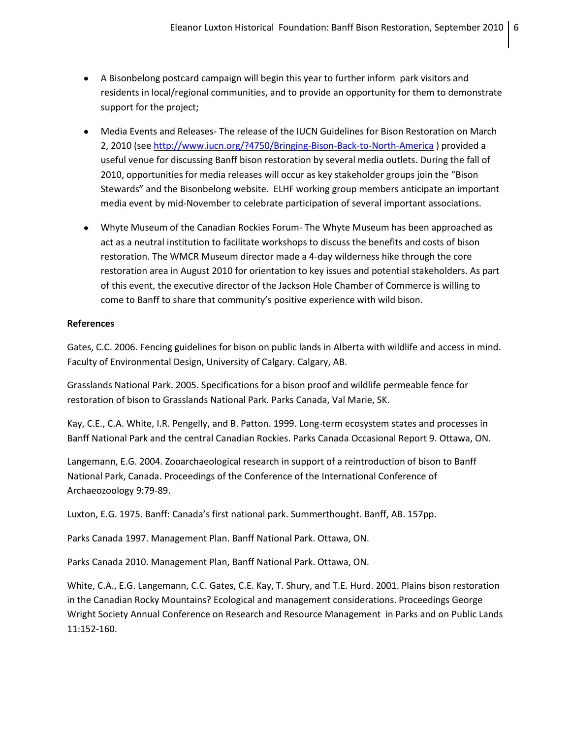- A Bisonbelong postcard campaign will begin this year to further inform park visitors and residents in local/regional communities, and to provide an opportunity for them to demonstrate support for the project;
- Media Events and Releases- The release of the IUCN Guidelines for Bison Restoration on March 2, 2010 (see http://www.iucn.org/?4750/Bringing-Bison-Back-to-North-America ) provided a useful venue for discussing Banff bison restoration by several media outlets. During the fall of 2010, opportunities for media releases will occur as key stakeholder groups join the "Bison Stewards" and the Bisonbelong website. ELHF working group members anticipate an important media event by mid-November to celebrate participation of several important associations.
- Whyte Museum of the Canadian Rockies Forum- The Whyte Museum has been approached as act as a neutral institution to facilitate workshops to discuss the benefits and costs of bison restoration. The WMCR Museum director made a 4-day wilderness hike through the core restoration area in August 2010 for orientation to key issues and potential stakeholders. As part of this event, the executive director of the Jackson Hole Chamber of Commerce is willing to come to Banff to share that community's positive experience with wild bison.

**References**

Gates, C.C. 2006. Fencing guidelines for bison on public lands in Alberta with wildlife and access in mind. Faculty of Environmental Design, University of Calgary. Calgary, AB.

Grasslands National Park. 2005. Specifications for a bison proof and wildlife permeable fence for restoration of bison to Grasslands National Park. Parks Canada, Val Marie, SK.

Kay, C.E., C.A. White, I.R. Pengelly, and B. Patton. 1999. Long-term ecosystem states and processes in Banff National Park and the central Canadian Rockies. Parks Canada Occasional Report 9. Ottawa, ON.

Langemann, E.G. 2004. Zooarchaeological research in support of a reintroduction of bison to Banff National Park, Canada. Proceedings of the Conference of the International Conference of Archaeozoology 9:79-89.

Luxton, E.G. 1975. Banff: Canada's first national park. Summerthought. Banff, AB. 157pp.

Parks Canada 1997. Management Plan. Banff National Park. Ottawa, ON.

Parks Canada 2010. Management Plan, Banff National Park. Ottawa, ON.

White, C.A., E.G. Langemann, C.C. Gates, C.E. Kay, T. Shury, and T.E. Hurd. 2001. Plains bison restoration in the Canadian Rocky Mountains? Ecological and management considerations. Proceedings George Wright Society Annual Conference on Research and Resource Management in Parks and on Public Lands 11:152-160.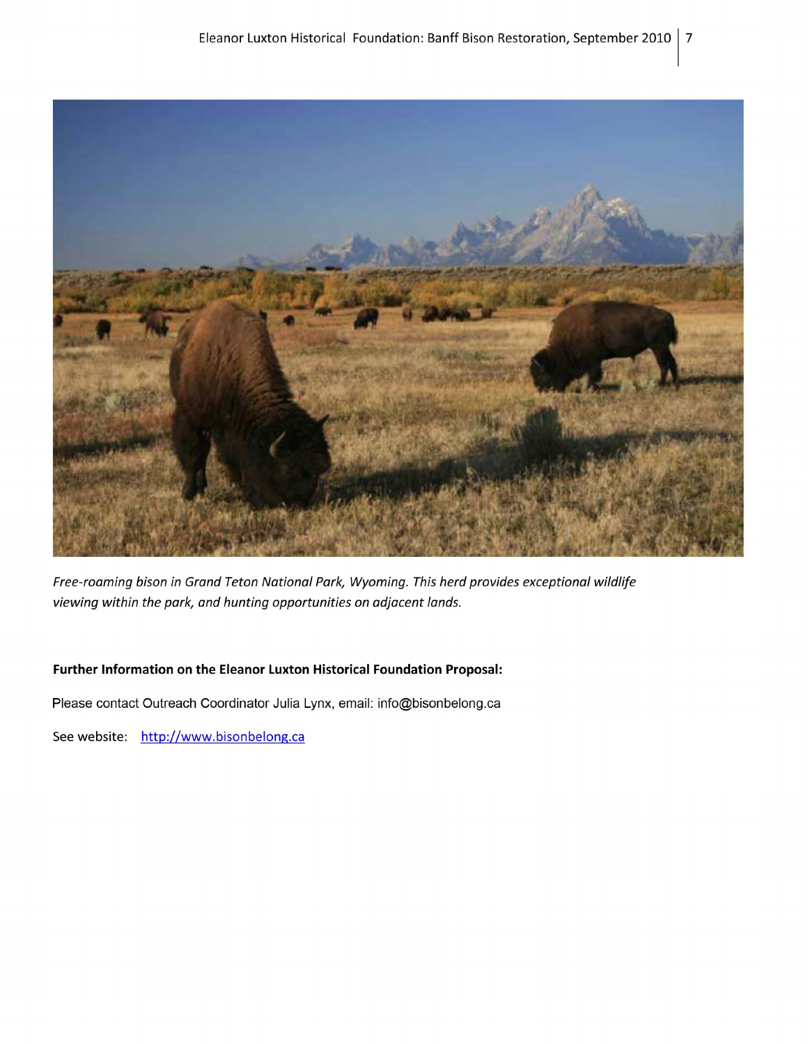*Free-roaming bison in Grand Teton National Park, Wyoming. This herd provides exceptional wildlife viewing within the park, and hunting opportunities on adjacent lands.*

**Further Information on the Eleanor Luxton Historical Foundation Proposal:**

Please contact Outreach Coordinator Julia Lynx, email: info@bisonbelong.ca

See website: http://www.bisonbelong.ca